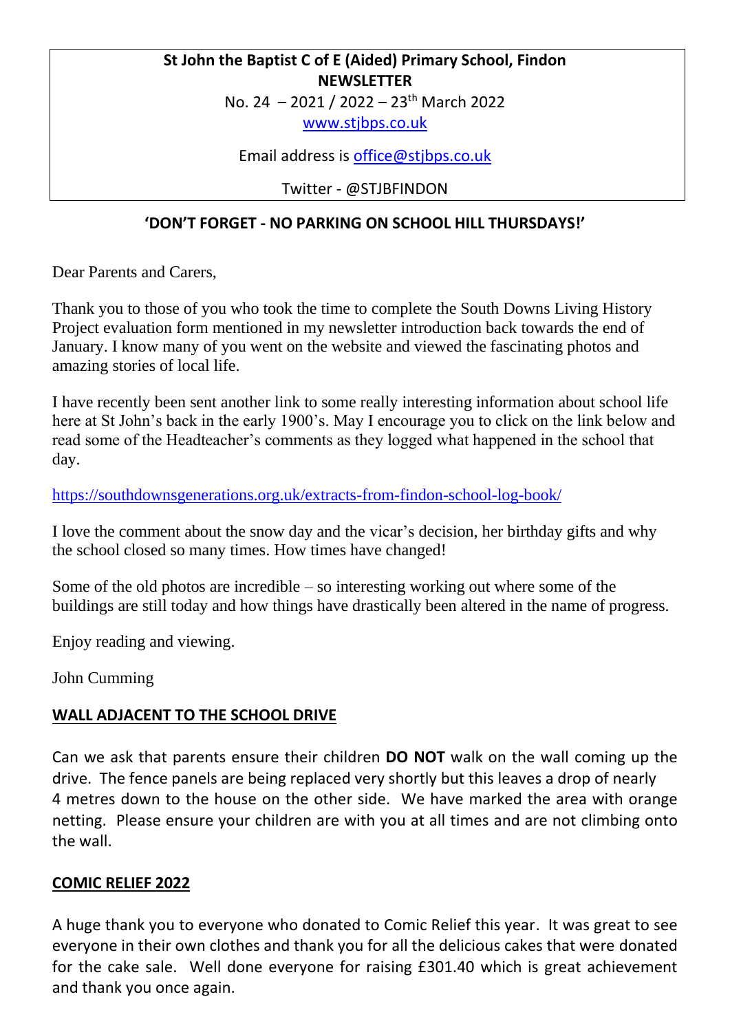**St John the Baptist C of E (Aided) Primary School, Findon**
**NEWSLETTER**
No. 24 – 2021 / 2022 – 23th March 2022
www.stjbps.co.uk

Email address is office@stjbps.co.uk

Twitter - @STJBFINDON

**'DON'T FORGET - NO PARKING ON SCHOOL HILL THURSDAYS!'**

Dear Parents and Carers,

Thank you to those of you who took the time to complete the South Downs Living History Project evaluation form mentioned in my newsletter introduction back towards the end of January. I know many of you went on the website and viewed the fascinating photos and amazing stories of local life.

I have recently been sent another link to some really interesting information about school life here at St John's back in the early 1900's. May I encourage you to click on the link below and read some of the Headteacher's comments as they logged what happened in the school that day.

https://southdownsgenerations.org.uk/extracts-from-findon-school-log-book/

I love the comment about the snow day and the vicar's decision, her birthday gifts and why the school closed so many times. How times have changed!

Some of the old photos are incredible – so interesting working out where some of the buildings are still today and how things have drastically been altered in the name of progress.

Enjoy reading and viewing.

John Cumming

## WALL ADJACENT TO THE SCHOOL DRIVE

Can we ask that parents ensure their children **DO NOT** walk on the wall coming up the drive. The fence panels are being replaced very shortly but this leaves a drop of nearly 4 metres down to the house on the other side. We have marked the area with orange netting. Please ensure your children are with you at all times and are not climbing onto the wall.

## COMIC RELIEF 2022

A huge thank you to everyone who donated to Comic Relief this year. It was great to see everyone in their own clothes and thank you for all the delicious cakes that were donated for the cake sale. Well done everyone for raising £301.40 which is great achievement and thank you once again.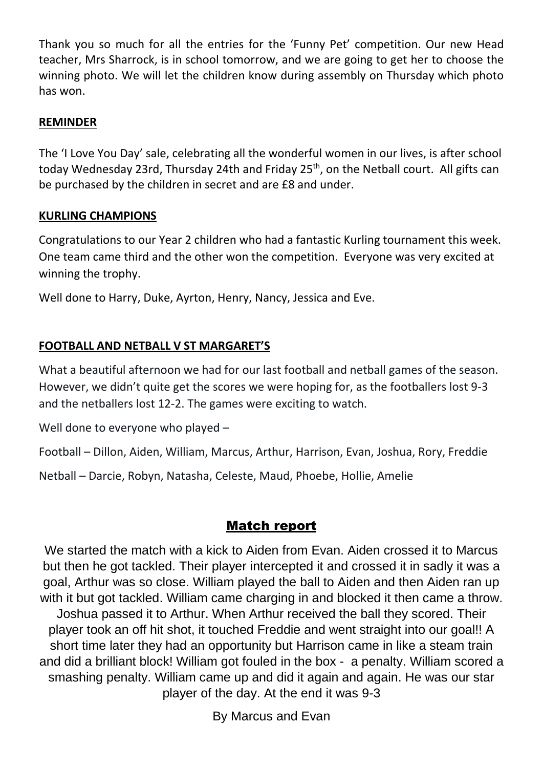Thank you so much for all the entries for the 'Funny Pet' competition. Our new Head teacher, Mrs Sharrock, is in school tomorrow, and we are going to get her to choose the winning photo. We will let the children know during assembly on Thursday which photo has won.

**REMINDER**

The 'I Love You Day' sale, celebrating all the wonderful women in our lives, is after school today Wednesday 23rd, Thursday 24th and Friday 25th, on the Netball court. All gifts can be purchased by the children in secret and are £8 and under.

**KURLING CHAMPIONS**

Congratulations to our Year 2 children who had a fantastic Kurling tournament this week. One team came third and the other won the competition. Everyone was very excited at winning the trophy.

Well done to Harry, Duke, Ayrton, Henry, Nancy, Jessica and Eve.

**FOOTBALL AND NETBALL V ST MARGARET'S**

What a beautiful afternoon we had for our last football and netball games of the season. However, we didn't quite get the scores we were hoping for, as the footballers lost 9-3 and the netballers lost 12-2. The games were exciting to watch.

Well done to everyone who played –

Football – Dillon, Aiden, William, Marcus, Arthur, Harrison, Evan, Joshua, Rory, Freddie

Netball – Darcie, Robyn, Natasha, Celeste, Maud, Phoebe, Hollie, Amelie

## Match report

We started the match with a kick to Aiden from Evan. Aiden crossed it to Marcus but then he got tackled. Their player intercepted it and crossed it in sadly it was a goal, Arthur was so close. William played the ball to Aiden and then Aiden ran up with it but got tackled. William came charging in and blocked it then came a throw. Joshua passed it to Arthur. When Arthur received the ball they scored. Their player took an off hit shot, it touched Freddie and went straight into our goal!! A short time later they had an opportunity but Harrison came in like a steam train and did a brilliant block! William got fouled in the box - a penalty. William scored a smashing penalty. William came up and did it again and again. He was our star player of the day. At the end it was 9-3

By Marcus and Evan